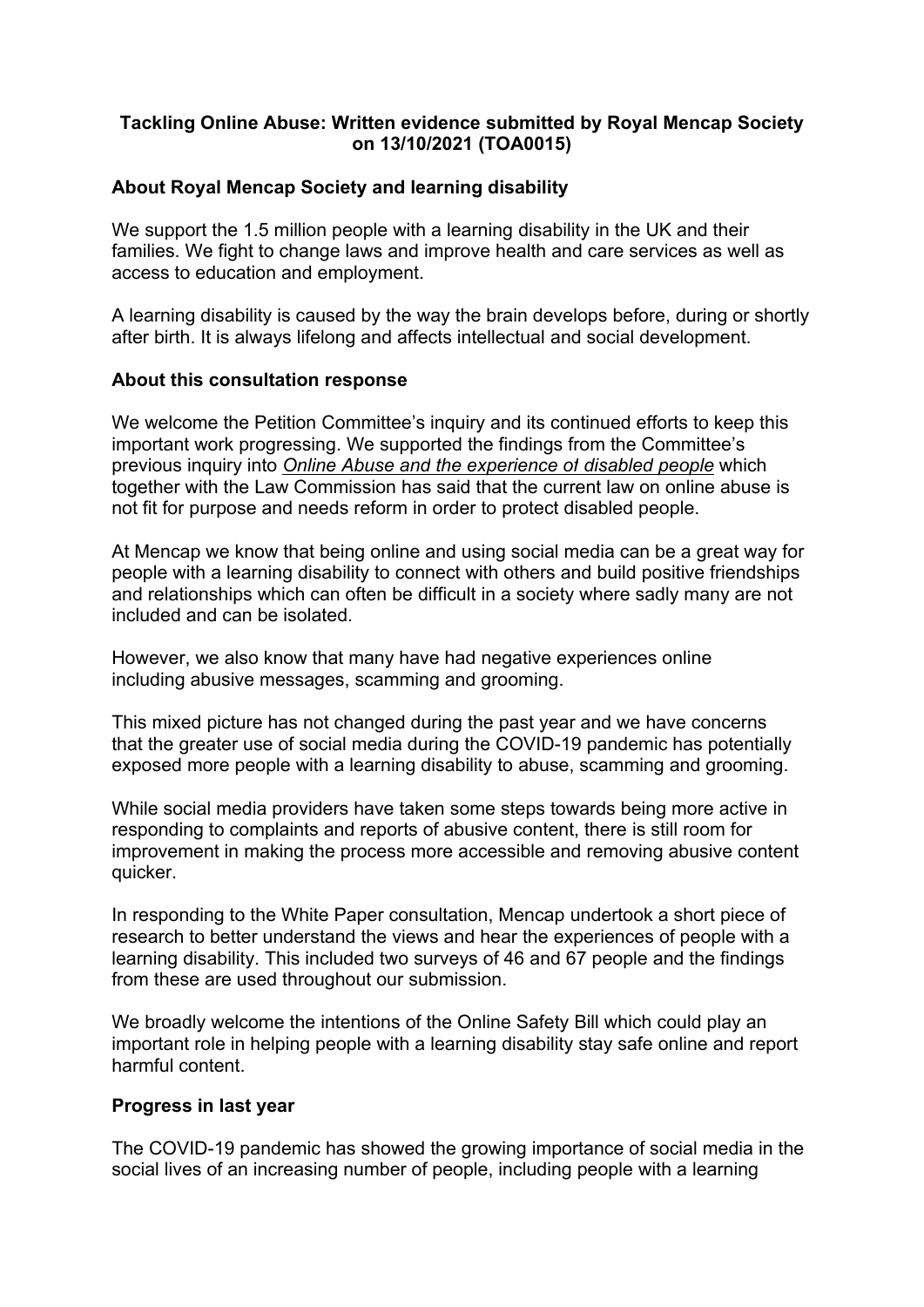**Tackling Online Abuse: Written evidence submitted by Royal Mencap Society on 13/10/2021 (TOA0015)**

## About Royal Mencap Society and learning disability

We support the 1.5 million people with a learning disability in the UK and their families. We fight to change laws and improve health and care services as well as access to education and employment.

A learning disability is caused by the way the brain develops before, during or shortly after birth. It is always lifelong and affects intellectual and social development.

## About this consultation response

We welcome the Petition Committee's inquiry and its continued efforts to keep this important work progressing. We supported the findings from the Committee's previous inquiry into *Online Abuse and the experience of disabled people* which together with the Law Commission has said that the current law on online abuse is not fit for purpose and needs reform in order to protect disabled people.

At Mencap we know that being online and using social media can be a great way for people with a learning disability to connect with others and build positive friendships and relationships which can often be difficult in a society where sadly many are not included and can be isolated.

However, we also know that many have had negative experiences online including abusive messages, scamming and grooming.

This mixed picture has not changed during the past year and we have concerns that the greater use of social media during the COVID-19 pandemic has potentially exposed more people with a learning disability to abuse, scamming and grooming.

While social media providers have taken some steps towards being more active in responding to complaints and reports of abusive content, there is still room for improvement in making the process more accessible and removing abusive content quicker.

In responding to the White Paper consultation, Mencap undertook a short piece of research to better understand the views and hear the experiences of people with a learning disability. This included two surveys of 46 and 67 people and the findings from these are used throughout our submission.

We broadly welcome the intentions of the Online Safety Bill which could play an important role in helping people with a learning disability stay safe online and report harmful content.

## Progress in last year

The COVID-19 pandemic has showed the growing importance of social media in the social lives of an increasing number of people, including people with a learning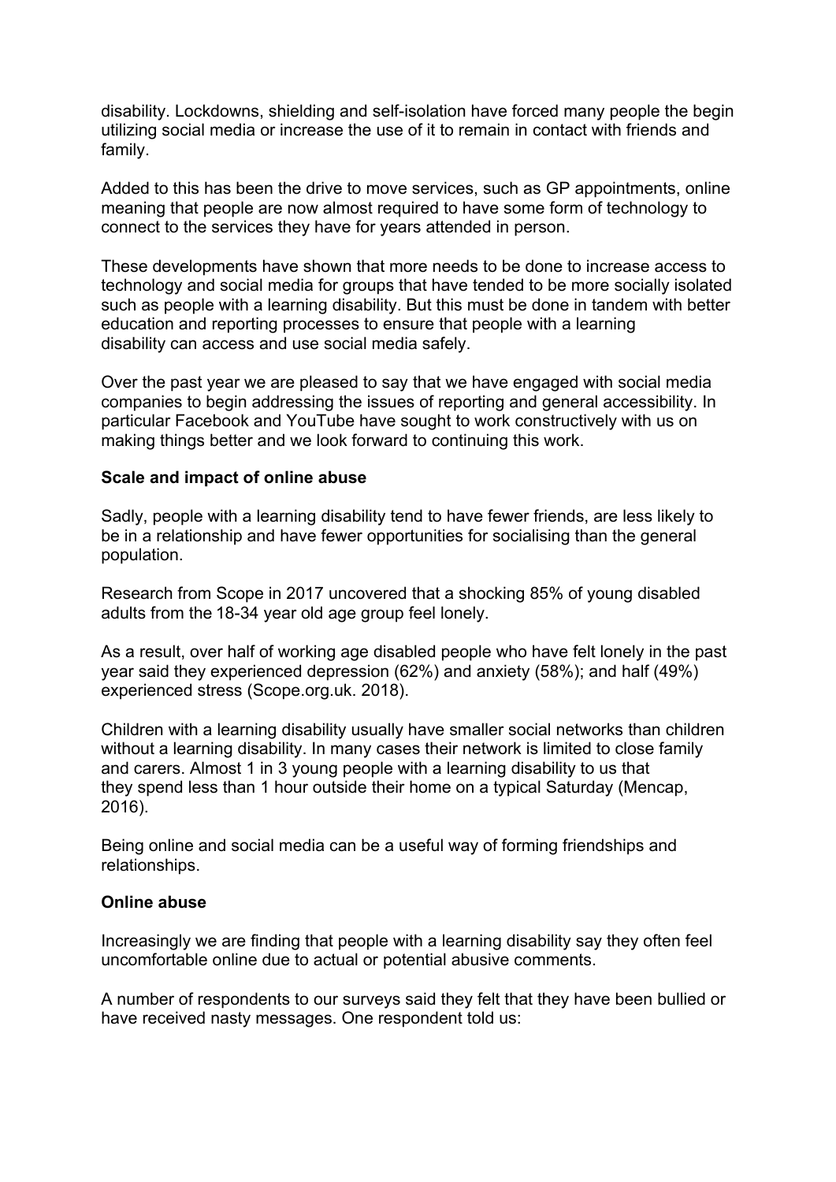disability. Lockdowns, shielding and self-isolation have forced many people the begin utilizing social media or increase the use of it to remain in contact with friends and family.

Added to this has been the drive to move services, such as GP appointments, online meaning that people are now almost required to have some form of technology to connect to the services they have for years attended in person.

These developments have shown that more needs to be done to increase access to technology and social media for groups that have tended to be more socially isolated such as people with a learning disability. But this must be done in tandem with better education and reporting processes to ensure that people with a learning disability can access and use social media safely.

Over the past year we are pleased to say that we have engaged with social media companies to begin addressing the issues of reporting and general accessibility. In particular Facebook and YouTube have sought to work constructively with us on making things better and we look forward to continuing this work.

**Scale and impact of online abuse**

Sadly, people with a learning disability tend to have fewer friends, are less likely to be in a relationship and have fewer opportunities for socialising than the general population.

Research from Scope in 2017 uncovered that a shocking 85% of young disabled adults from the 18-34 year old age group feel lonely.

As a result, over half of working age disabled people who have felt lonely in the past year said they experienced depression (62%) and anxiety (58%); and half (49%) experienced stress (Scope.org.uk. 2018).

Children with a learning disability usually have smaller social networks than children without a learning disability. In many cases their network is limited to close family and carers. Almost 1 in 3 young people with a learning disability to us that they spend less than 1 hour outside their home on a typical Saturday (Mencap, 2016).

Being online and social media can be a useful way of forming friendships and relationships.

**Online abuse**

Increasingly we are finding that people with a learning disability say they often feel uncomfortable online due to actual or potential abusive comments.

A number of respondents to our surveys said they felt that they have been bullied or have received nasty messages. One respondent told us: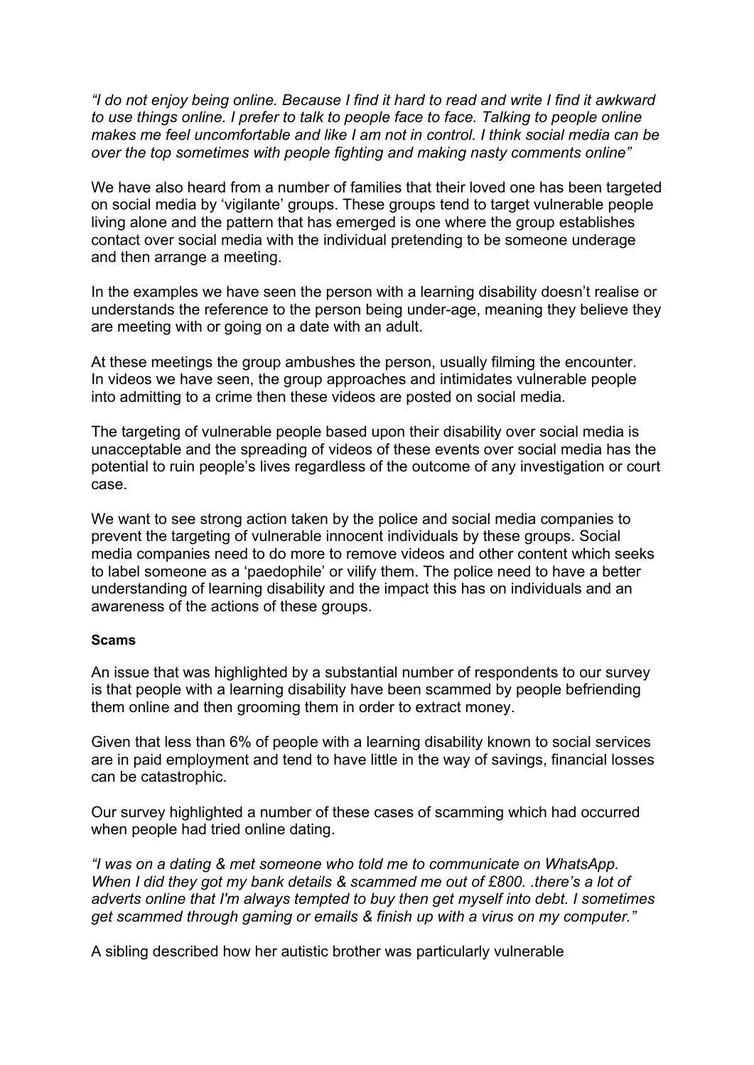*"I do not enjoy being online. Because I find it hard to read and write I find it awkward to use things online. I prefer to talk to people face to face. Talking to people online makes me feel uncomfortable and like I am not in control. I think social media can be over the top sometimes with people fighting and making nasty comments online"*

We have also heard from a number of families that their loved one has been targeted on social media by 'vigilante' groups. These groups tend to target vulnerable people living alone and the pattern that has emerged is one where the group establishes contact over social media with the individual pretending to be someone underage and then arrange a meeting.

In the examples we have seen the person with a learning disability doesn't realise or understands the reference to the person being under-age, meaning they believe they are meeting with or going on a date with an adult.

At these meetings the group ambushes the person, usually filming the encounter. In videos we have seen, the group approaches and intimidates vulnerable people into admitting to a crime then these videos are posted on social media.

The targeting of vulnerable people based upon their disability over social media is unacceptable and the spreading of videos of these events over social media has the potential to ruin people's lives regardless of the outcome of any investigation or court case.

We want to see strong action taken by the police and social media companies to prevent the targeting of vulnerable innocent individuals by these groups. Social media companies need to do more to remove videos and other content which seeks to label someone as a 'paedophile' or vilify them. The police need to have a better understanding of learning disability and the impact this has on individuals and an awareness of the actions of these groups.

**Scams**

An issue that was highlighted by a substantial number of respondents to our survey is that people with a learning disability have been scammed by people befriending them online and then grooming them in order to extract money.

Given that less than 6% of people with a learning disability known to social services are in paid employment and tend to have little in the way of savings, financial losses can be catastrophic.

Our survey highlighted a number of these cases of scamming which had occurred when people had tried online dating.

*"I was on a dating & met someone who told me to communicate on WhatsApp. When I did they got my bank details & scammed me out of £800. .there's a lot of adverts online that I'm always tempted to buy then get myself into debt. I sometimes get scammed through gaming or emails & finish up with a virus on my computer."*

A sibling described how her autistic brother was particularly vulnerable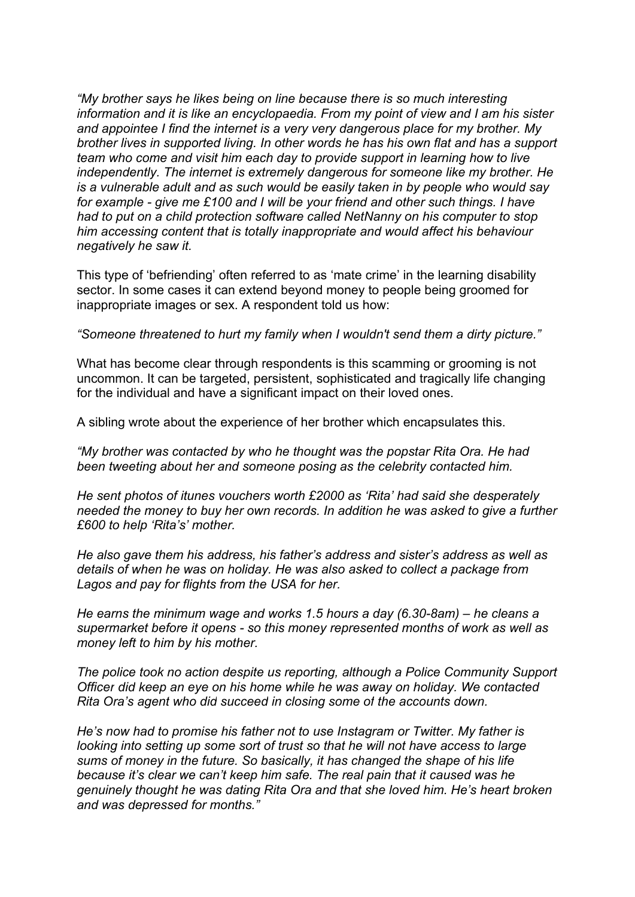*"My brother says he likes being on line because there is so much interesting information and it is like an encyclopaedia. From my point of view and I am his sister and appointee I find the internet is a very very dangerous place for my brother. My brother lives in supported living. In other words he has his own flat and has a support team who come and visit him each day to provide support in learning how to live independently. The internet is extremely dangerous for someone like my brother. He is a vulnerable adult and as such would be easily taken in by people who would say for example - give me £100 and I will be your friend and other such things. I have had to put on a child protection software called NetNanny on his computer to stop him accessing content that is totally inappropriate and would affect his behaviour negatively he saw it.*

This type of 'befriending' often referred to as 'mate crime' in the learning disability sector. In some cases it can extend beyond money to people being groomed for inappropriate images or sex. A respondent told us how:

*"Someone threatened to hurt my family when I wouldn't send them a dirty picture."*

What has become clear through respondents is this scamming or grooming is not uncommon. It can be targeted, persistent, sophisticated and tragically life changing for the individual and have a significant impact on their loved ones.

A sibling wrote about the experience of her brother which encapsulates this.

*"My brother was contacted by who he thought was the popstar Rita Ora. He had been tweeting about her and someone posing as the celebrity contacted him.*

*He sent photos of itunes vouchers worth £2000 as 'Rita' had said she desperately needed the money to buy her own records. In addition he was asked to give a further £600 to help 'Rita's' mother.*

*He also gave them his address, his father's address and sister's address as well as details of when he was on holiday. He was also asked to collect a package from Lagos and pay for flights from the USA for her.*

*He earns the minimum wage and works 1.5 hours a day (6.30-8am) – he cleans a supermarket before it opens - so this money represented months of work as well as money left to him by his mother.*

*The police took no action despite us reporting, although a Police Community Support Officer did keep an eye on his home while he was away on holiday. We contacted Rita Ora's agent who did succeed in closing some of the accounts down.*

*He's now had to promise his father not to use Instagram or Twitter. My father is looking into setting up some sort of trust so that he will not have access to large sums of money in the future. So basically, it has changed the shape of his life because it's clear we can't keep him safe. The real pain that it caused was he genuinely thought he was dating Rita Ora and that she loved him. He's heart broken and was depressed for months."*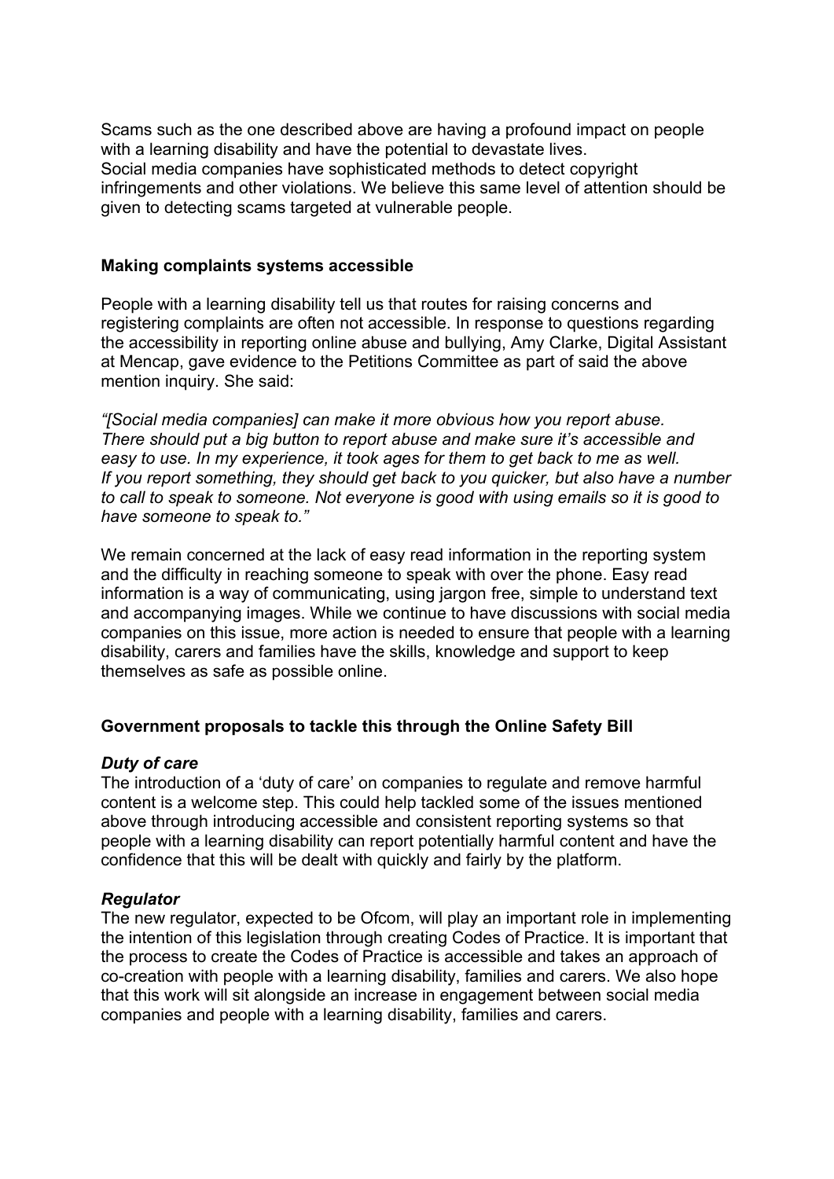Scams such as the one described above are having a profound impact on people with a learning disability and have the potential to devastate lives.
Social media companies have sophisticated methods to detect copyright infringements and other violations. We believe this same level of attention should be given to detecting scams targeted at vulnerable people.

**Making complaints systems accessible**

People with a learning disability tell us that routes for raising concerns and registering complaints are often not accessible. In response to questions regarding the accessibility in reporting online abuse and bullying, Amy Clarke, Digital Assistant at Mencap, gave evidence to the Petitions Committee as part of said the above mention inquiry. She said:

*"[Social media companies] can make it more obvious how you report abuse. There should put a big button to report abuse and make sure it's accessible and easy to use. In my experience, it took ages for them to get back to me as well. If you report something, they should get back to you quicker, but also have a number to call to speak to someone. Not everyone is good with using emails so it is good to have someone to speak to."*

We remain concerned at the lack of easy read information in the reporting system and the difficulty in reaching someone to speak with over the phone. Easy read information is a way of communicating, using jargon free, simple to understand text and accompanying images. While we continue to have discussions with social media companies on this issue, more action is needed to ensure that people with a learning disability, carers and families have the skills, knowledge and support to keep themselves as safe as possible online.

**Government proposals to tackle this through the Online Safety Bill**

***Duty of care***
The introduction of a 'duty of care' on companies to regulate and remove harmful content is a welcome step. This could help tackled some of the issues mentioned above through introducing accessible and consistent reporting systems so that people with a learning disability can report potentially harmful content and have the confidence that this will be dealt with quickly and fairly by the platform.

***Regulator***
The new regulator, expected to be Ofcom, will play an important role in implementing the intention of this legislation through creating Codes of Practice. It is important that the process to create the Codes of Practice is accessible and takes an approach of co-creation with people with a learning disability, families and carers. We also hope that this work will sit alongside an increase in engagement between social media companies and people with a learning disability, families and carers.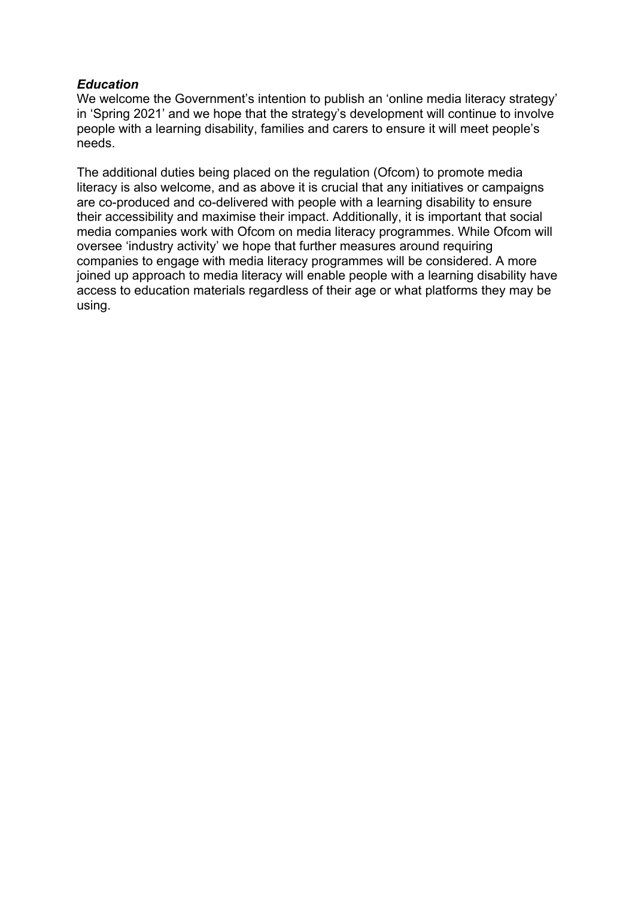***Education***

We welcome the Government's intention to publish an 'online media literacy strategy' in 'Spring 2021' and we hope that the strategy's development will continue to involve people with a learning disability, families and carers to ensure it will meet people's needs.

The additional duties being placed on the regulation (Ofcom) to promote media literacy is also welcome, and as above it is crucial that any initiatives or campaigns are co-produced and co-delivered with people with a learning disability to ensure their accessibility and maximise their impact. Additionally, it is important that social media companies work with Ofcom on media literacy programmes. While Ofcom will oversee 'industry activity' we hope that further measures around requiring companies to engage with media literacy programmes will be considered. A more joined up approach to media literacy will enable people with a learning disability have access to education materials regardless of their age or what platforms they may be using.